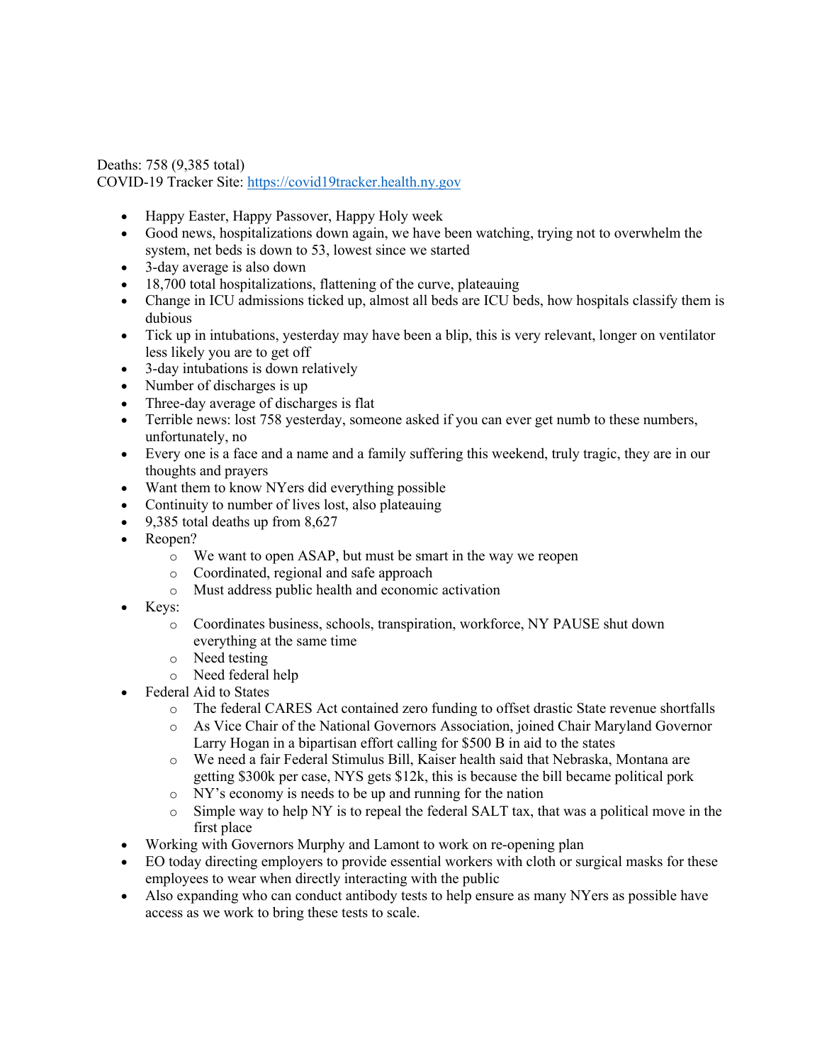Deaths: 758 (9,385 total)
COVID-19 Tracker Site: [https://covid19tracker.health.ny.gov](https://covid19tracker.health.ny.gov)

- Happy Easter, Happy Passover, Happy Holy week
- Good news, hospitalizations down again, we have been watching, trying not to overwhelm the system, net beds is down to 53, lowest since we started
- 3-day average is also down
- 18,700 total hospitalizations, flattening of the curve, plateauing
- Change in ICU admissions ticked up, almost all beds are ICU beds, how hospitals classify them is dubious
- Tick up in intubations, yesterday may have been a blip, this is very relevant, longer on ventilator less likely you are to get off
- 3-day intubations is down relatively
- Number of discharges is up
- Three-day average of discharges is flat
- Terrible news: lost 758 yesterday, someone asked if you can ever get numb to these numbers, unfortunately, no
- Every one is a face and a name and a family suffering this weekend, truly tragic, they are in our thoughts and prayers
- Want them to know NYers did everything possible
- Continuity to number of lives lost, also plateauing
- 9,385 total deaths up from 8,627
- Reopen?
    - We want to open ASAP, but must be smart in the way we reopen
    - Coordinated, regional and safe approach
    - Must address public health and economic activation
- Keys:
    - Coordinates business, schools, transpiration, workforce, NY PAUSE shut down everything at the same time
    - Need testing
    - Need federal help
- Federal Aid to States
    - The federal CARES Act contained zero funding to offset drastic State revenue shortfalls
    - As Vice Chair of the National Governors Association, joined Chair Maryland Governor Larry Hogan in a bipartisan effort calling for $500 B in aid to the states
    - We need a fair Federal Stimulus Bill, Kaiser health said that Nebraska, Montana are getting $300k per case, NYS gets $12k, this is because the bill became political pork
    - NY's economy is needs to be up and running for the nation
    - Simple way to help NY is to repeal the federal SALT tax, that was a political move in the first place
- Working with Governors Murphy and Lamont to work on re-opening plan
- EO today directing employers to provide essential workers with cloth or surgical masks for these employees to wear when directly interacting with the public
- Also expanding who can conduct antibody tests to help ensure as many NYers as possible have access as we work to bring these tests to scale.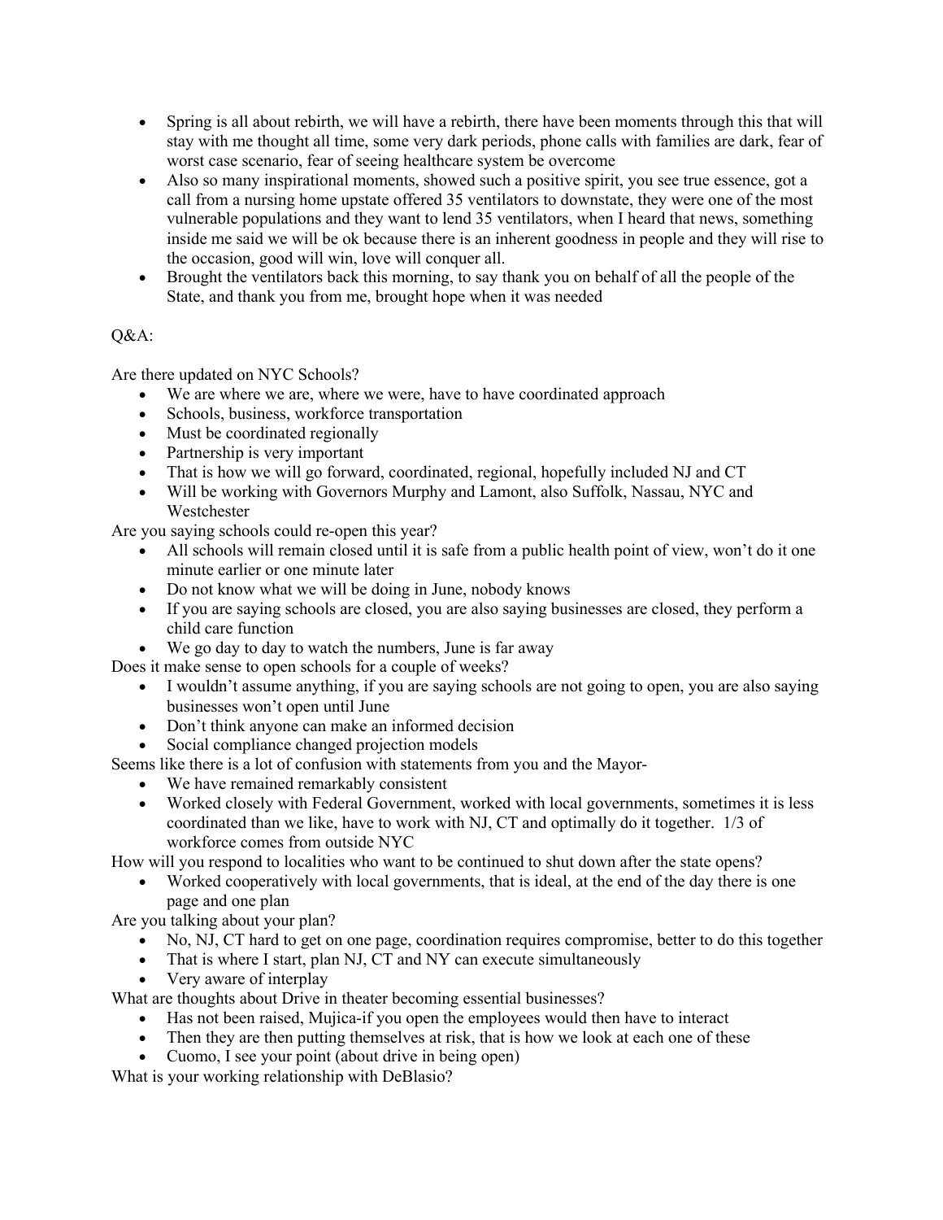- Spring is all about rebirth, we will have a rebirth, there have been moments through this that will stay with me thought all time, some very dark periods, phone calls with families are dark, fear of worst case scenario, fear of seeing healthcare system be overcome
- Also so many inspirational moments, showed such a positive spirit, you see true essence, got a call from a nursing home upstate offered 35 ventilators to downstate, they were one of the most vulnerable populations and they want to lend 35 ventilators, when I heard that news, something inside me said we will be ok because there is an inherent goodness in people and they will rise to the occasion, good will win, love will conquer all.
- Brought the ventilators back this morning, to say thank you on behalf of all the people of the State, and thank you from me, brought hope when it was needed

Q&A:

Are there updated on NYC Schools?

- We are where we are, where we were, have to have coordinated approach
- Schools, business, workforce transportation
- Must be coordinated regionally
- Partnership is very important
- That is how we will go forward, coordinated, regional, hopefully included NJ and CT
- Will be working with Governors Murphy and Lamont, also Suffolk, Nassau, NYC and Westchester

Are you saying schools could re-open this year?

- All schools will remain closed until it is safe from a public health point of view, won't do it one minute earlier or one minute later
- Do not know what we will be doing in June, nobody knows
- If you are saying schools are closed, you are also saying businesses are closed, they perform a child care function
- We go day to day to watch the numbers, June is far away

Does it make sense to open schools for a couple of weeks?

- I wouldn't assume anything, if you are saying schools are not going to open, you are also saying businesses won't open until June
- Don't think anyone can make an informed decision
- Social compliance changed projection models

Seems like there is a lot of confusion with statements from you and the Mayor-

- We have remained remarkably consistent
- Worked closely with Federal Government, worked with local governments, sometimes it is less coordinated than we like, have to work with NJ, CT and optimally do it together. 1/3 of workforce comes from outside NYC

How will you respond to localities who want to be continued to shut down after the state opens?

- Worked cooperatively with local governments, that is ideal, at the end of the day there is one page and one plan

Are you talking about your plan?

- No, NJ, CT hard to get on one page, coordination requires compromise, better to do this together
- That is where I start, plan NJ, CT and NY can execute simultaneously
- Very aware of interplay

What are thoughts about Drive in theater becoming essential businesses?

- Has not been raised, Mujica-if you open the employees would then have to interact
- Then they are then putting themselves at risk, that is how we look at each one of these
- Cuomo, I see your point (about drive in being open)

What is your working relationship with DeBlasio?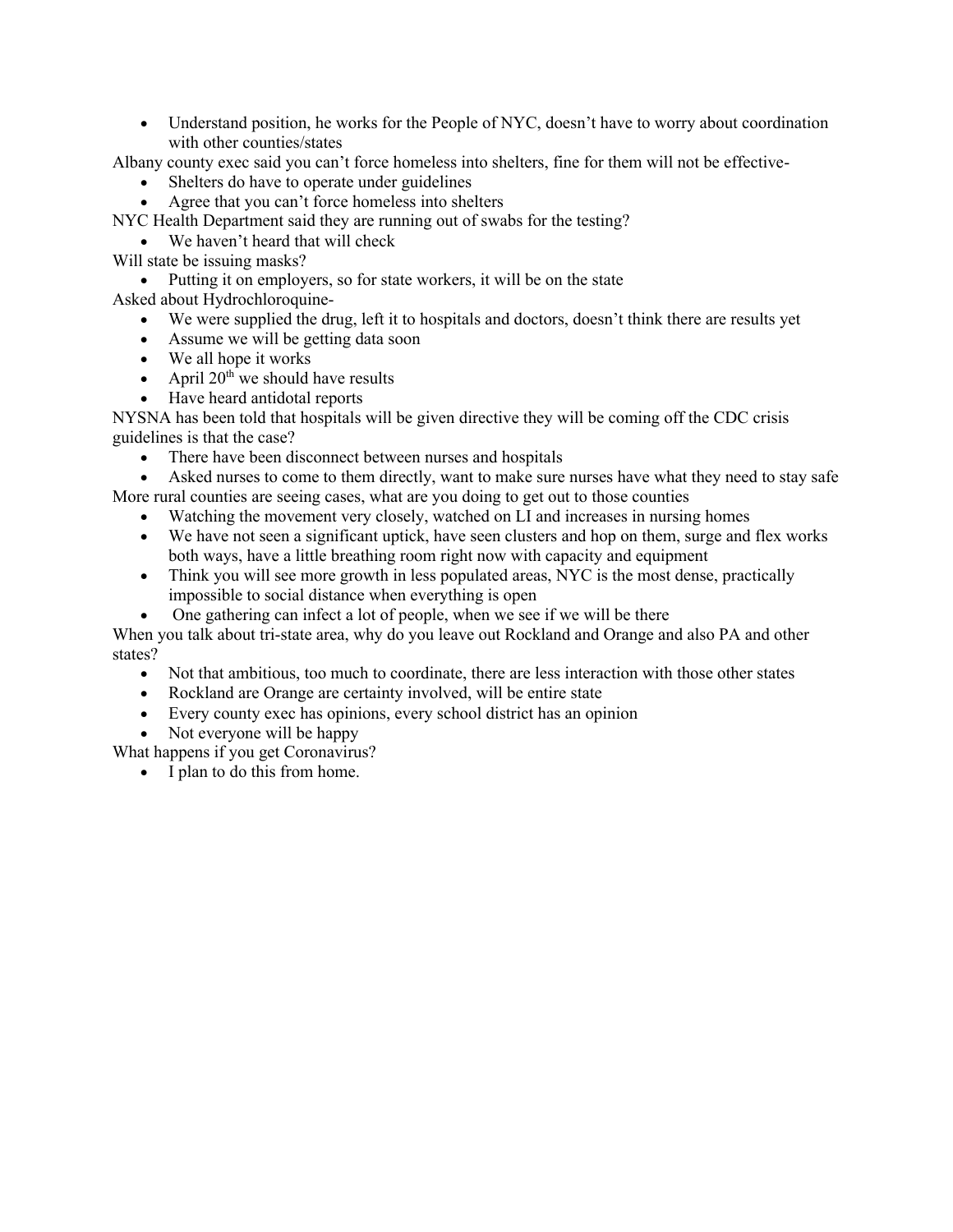- Understand position, he works for the People of NYC, doesn't have to worry about coordination with other counties/states

Albany county exec said you can't force homeless into shelters, fine for them will not be effective-

- Shelters do have to operate under guidelines
- Agree that you can't force homeless into shelters

NYC Health Department said they are running out of swabs for the testing?

- We haven't heard that will check

Will state be issuing masks?

- Putting it on employers, so for state workers, it will be on the state

Asked about Hydrochloroquine-

- We were supplied the drug, left it to hospitals and doctors, doesn't think there are results yet
- Assume we will be getting data soon
- We all hope it works
- April 20th we should have results
- Have heard antidotal reports

NYSNA has been told that hospitals will be given directive they will be coming off the CDC crisis guidelines is that the case?

- There have been disconnect between nurses and hospitals
- Asked nurses to come to them directly, want to make sure nurses have what they need to stay safe

More rural counties are seeing cases, what are you doing to get out to those counties

- Watching the movement very closely, watched on LI and increases in nursing homes
- We have not seen a significant uptick, have seen clusters and hop on them, surge and flex works both ways, have a little breathing room right now with capacity and equipment
- Think you will see more growth in less populated areas, NYC is the most dense, practically impossible to social distance when everything is open
- One gathering can infect a lot of people, when we see if we will be there

When you talk about tri-state area, why do you leave out Rockland and Orange and also PA and other states?

- Not that ambitious, too much to coordinate, there are less interaction with those other states
- Rockland are Orange are certainty involved, will be entire state
- Every county exec has opinions, every school district has an opinion
- Not everyone will be happy

What happens if you get Coronavirus?

- I plan to do this from home.